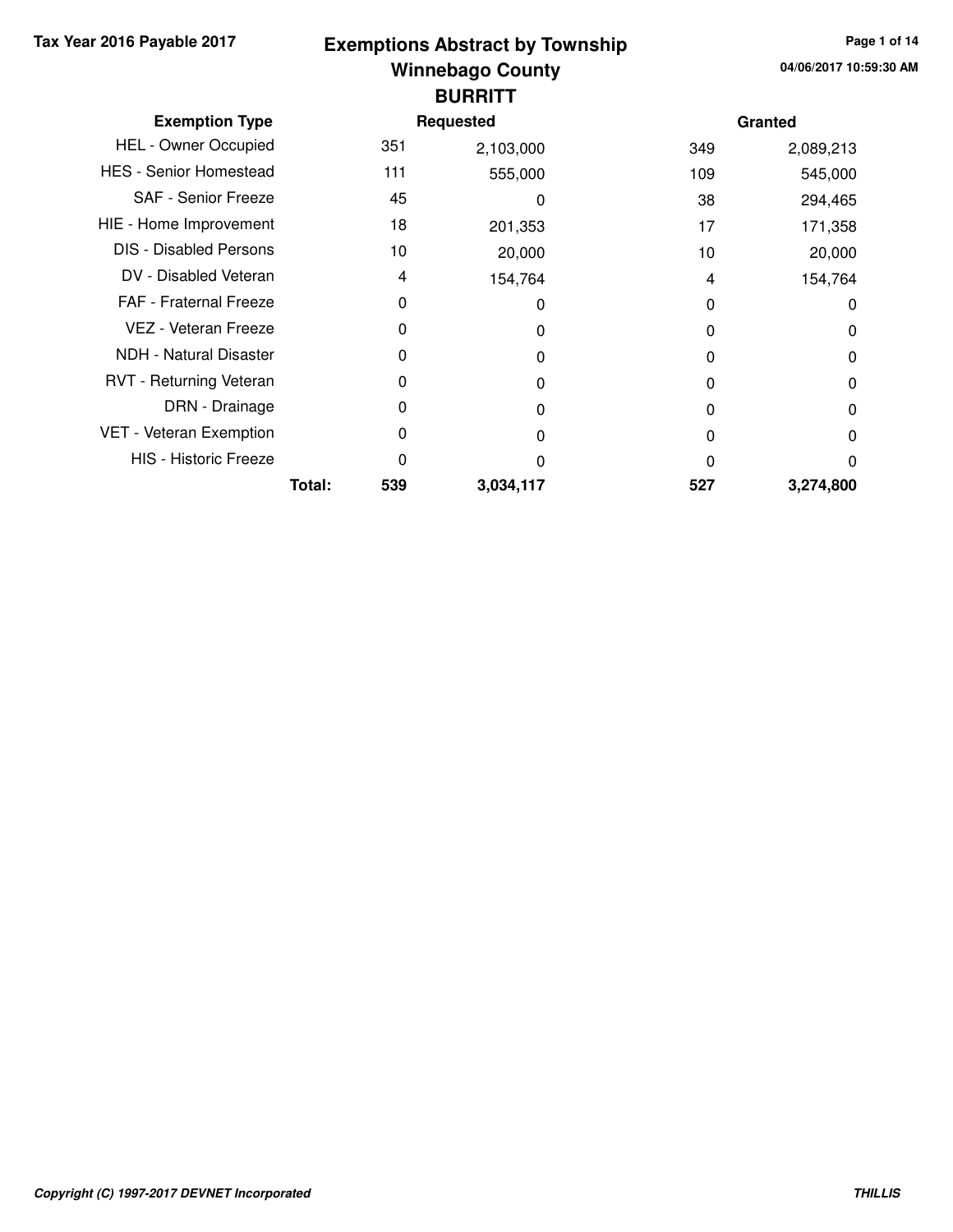**Tax Year 2016 Payable 2017**

# Exemptions Abstract by Township
## Winnebago County
### BURRITT

| Exemption Type | | Requested | | Granted | |
|---|---|---|---|---|---|
| HEL - Owner Occupied | | 351 | 2,103,000 | 349 | 2,089,213 |
| HES - Senior Homestead | | 111 | 555,000 | 109 | 545,000 |
| SAF - Senior Freeze | | 45 | 0 | 38 | 294,465 |
| HIE - Home Improvement | | 18 | 201,353 | 17 | 171,358 |
| DIS - Disabled Persons | | 10 | 20,000 | 10 | 20,000 |
| DV - Disabled Veteran | | 4 | 154,764 | 4 | 154,764 |
| FAF - Fraternal Freeze | | 0 | 0 | 0 | 0 |
| VEZ - Veteran Freeze | | 0 | 0 | 0 | 0 |
| NDH - Natural Disaster | | 0 | 0 | 0 | 0 |
| RVT - Returning Veteran | | 0 | 0 | 0 | 0 |
| DRN - Drainage | | 0 | 0 | 0 | 0 |
| VET - Veteran Exemption | | 0 | 0 | 0 | 0 |
| HIS - Historic Freeze | | 0 | 0 | 0 | 0 |
| | **Total:** | **539** | **3,034,117** | **527** | **3,274,800** |

04/06/2017 10:59:30 AM

*Copyright (C) 1997-2017 DEVNET Incorporated*

*THILLIS*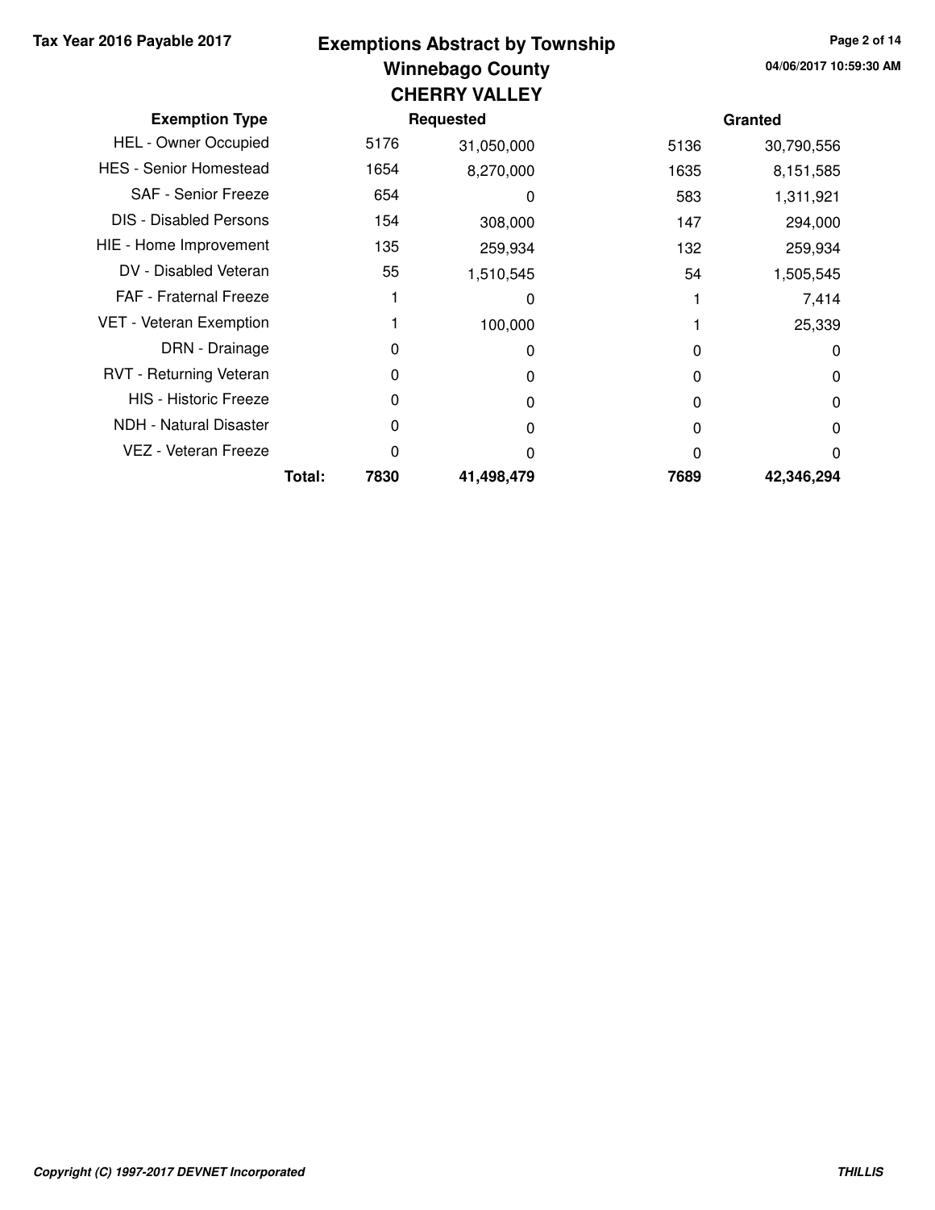**Tax Year 2016 Payable 2017**

# Exemptions Abstract by Township
## Winnebago County
## CHERRY VALLEY

04/06/2017 10:59:30 AM

| Exemption Type | | Requested | | Granted | |
|---|---|---|---|---|---|
| HEL - Owner Occupied | | 5176 | 31,050,000 | 5136 | 30,790,556 |
| HES - Senior Homestead | | 1654 | 8,270,000 | 1635 | 8,151,585 |
| SAF - Senior Freeze | | 654 | 0 | 583 | 1,311,921 |
| DIS - Disabled Persons | | 154 | 308,000 | 147 | 294,000 |
| HIE - Home Improvement | | 135 | 259,934 | 132 | 259,934 |
| DV - Disabled Veteran | | 55 | 1,510,545 | 54 | 1,505,545 |
| FAF - Fraternal Freeze | | 1 | 0 | 1 | 7,414 |
| VET - Veteran Exemption | | 1 | 100,000 | 1 | 25,339 |
| DRN - Drainage | | 0 | 0 | 0 | 0 |
| RVT - Returning Veteran | | 0 | 0 | 0 | 0 |
| HIS - Historic Freeze | | 0 | 0 | 0 | 0 |
| NDH - Natural Disaster | | 0 | 0 | 0 | 0 |
| VEZ - Veteran Freeze | | 0 | 0 | 0 | 0 |
| | **Total:** | **7830** | **41,498,479** | **7689** | **42,346,294** |

*Copyright (C) 1997-2017 DEVNET Incorporated* — ***THILLIS***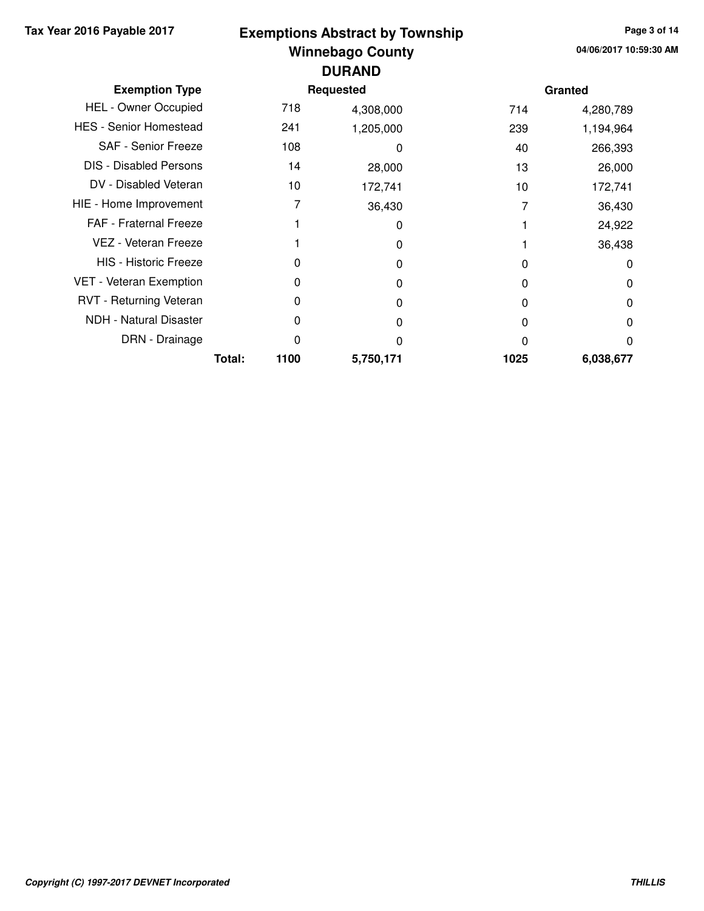# Exemptions Abstract by Township

## Winnebago County

### DURAND

Tax Year 2016 Payable 2017

04/06/2017 10:59:30 AM

| Exemption Type | Requested | | Granted | |
|---|---|---|---|---|
| HEL - Owner Occupied | 718 | 4,308,000 | 714 | 4,280,789 |
| HES - Senior Homestead | 241 | 1,205,000 | 239 | 1,194,964 |
| SAF - Senior Freeze | 108 | 0 | 40 | 266,393 |
| DIS - Disabled Persons | 14 | 28,000 | 13 | 26,000 |
| DV - Disabled Veteran | 10 | 172,741 | 10 | 172,741 |
| HIE - Home Improvement | 7 | 36,430 | 7 | 36,430 |
| FAF - Fraternal Freeze | 1 | 0 | 1 | 24,922 |
| VEZ - Veteran Freeze | 1 | 0 | 1 | 36,438 |
| HIS - Historic Freeze | 0 | 0 | 0 | 0 |
| VET - Veteran Exemption | 0 | 0 | 0 | 0 |
| RVT - Returning Veteran | 0 | 0 | 0 | 0 |
| NDH - Natural Disaster | 0 | 0 | 0 | 0 |
| DRN - Drainage | 0 | 0 | 0 | 0 |
| **Total:** | **1100** | **5,750,171** | **1025** | **6,038,677** |

*Copyright (C) 1997-2017 DEVNET Incorporated*

***THILLIS***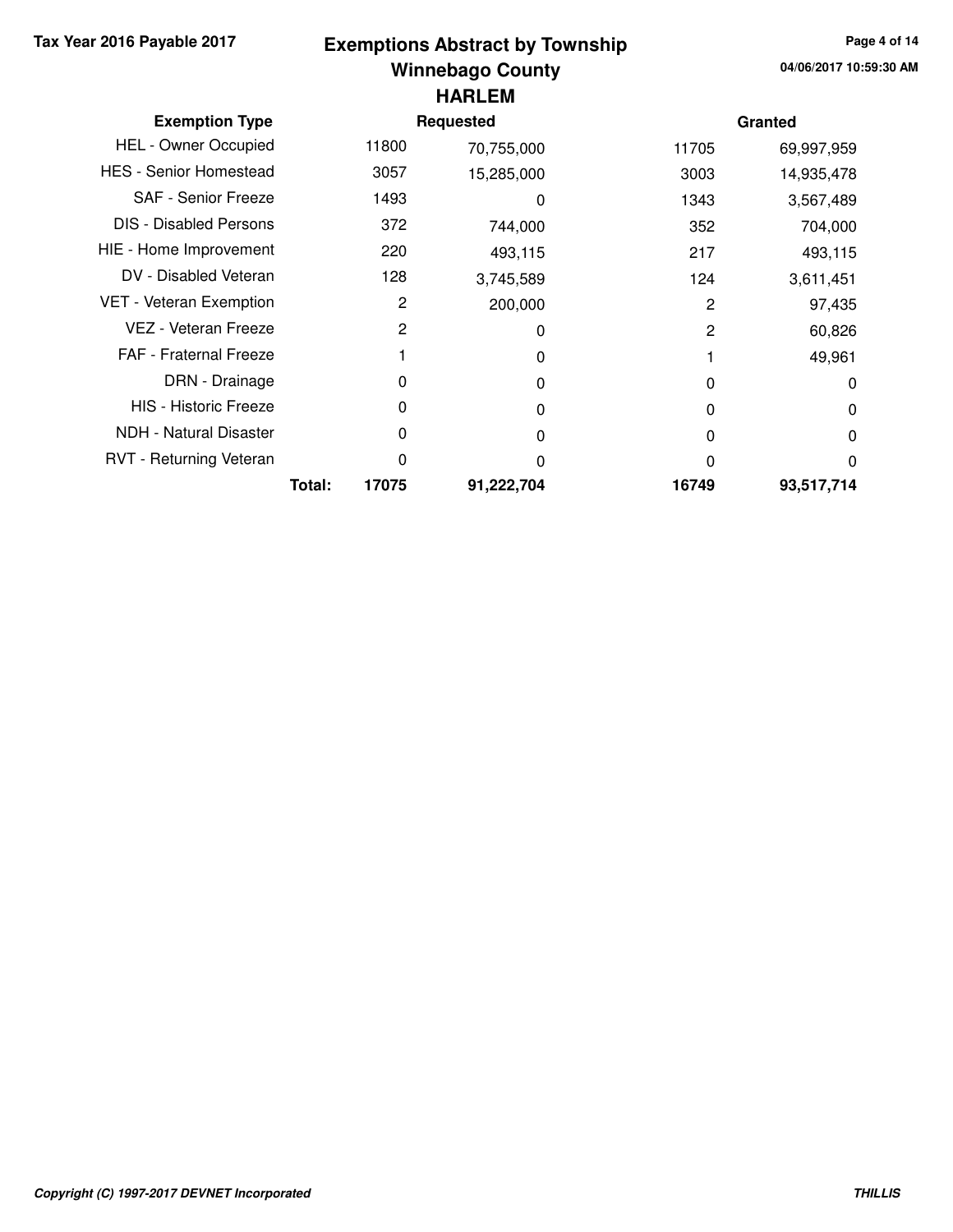# Exemptions Abstract by Township

## Winnebago County

### HARLEM

Tax Year 2016 Payable 2017

04/06/2017 10:59:30 AM

| Exemption Type | | Requested | | Granted | |
|---|---|---|---|---|---|
| HEL - Owner Occupied | | 11800 | 70,755,000 | 11705 | 69,997,959 |
| HES - Senior Homestead | | 3057 | 15,285,000 | 3003 | 14,935,478 |
| SAF - Senior Freeze | | 1493 | 0 | 1343 | 3,567,489 |
| DIS - Disabled Persons | | 372 | 744,000 | 352 | 704,000 |
| HIE - Home Improvement | | 220 | 493,115 | 217 | 493,115 |
| DV - Disabled Veteran | | 128 | 3,745,589 | 124 | 3,611,451 |
| VET - Veteran Exemption | | 2 | 200,000 | 2 | 97,435 |
| VEZ - Veteran Freeze | | 2 | 0 | 2 | 60,826 |
| FAF - Fraternal Freeze | | 1 | 0 | 1 | 49,961 |
| DRN - Drainage | | 0 | 0 | 0 | 0 |
| HIS - Historic Freeze | | 0 | 0 | 0 | 0 |
| NDH - Natural Disaster | | 0 | 0 | 0 | 0 |
| RVT - Returning Veteran | | 0 | 0 | 0 | 0 |
| | **Total:** | **17075** | **91,222,704** | **16749** | **93,517,714** |

*Copyright (C) 1997-2017 DEVNET Incorporated*

***THILLIS***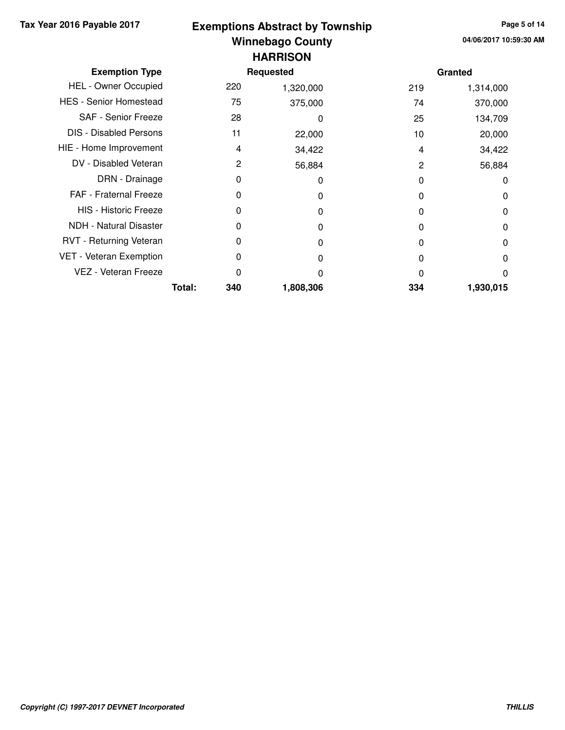**Tax Year 2016 Payable 2017**

# Exemptions Abstract by Township
## Winnebago County
### HARRISON

04/06/2017 10:59:30 AM

| Exemption Type | Requested | | Granted | |
|---|---|---|---|---|
| HEL - Owner Occupied | 220 | 1,320,000 | 219 | 1,314,000 |
| HES - Senior Homestead | 75 | 375,000 | 74 | 370,000 |
| SAF - Senior Freeze | 28 | 0 | 25 | 134,709 |
| DIS - Disabled Persons | 11 | 22,000 | 10 | 20,000 |
| HIE - Home Improvement | 4 | 34,422 | 4 | 34,422 |
| DV - Disabled Veteran | 2 | 56,884 | 2 | 56,884 |
| DRN - Drainage | 0 | 0 | 0 | 0 |
| FAF - Fraternal Freeze | 0 | 0 | 0 | 0 |
| HIS - Historic Freeze | 0 | 0 | 0 | 0 |
| NDH - Natural Disaster | 0 | 0 | 0 | 0 |
| RVT - Returning Veteran | 0 | 0 | 0 | 0 |
| VET - Veteran Exemption | 0 | 0 | 0 | 0 |
| VEZ - Veteran Freeze | 0 | 0 | 0 | 0 |
| **Total:** | **340** | **1,808,306** | **334** | **1,930,015** |

*Copyright (C) 1997-2017 DEVNET Incorporated*

***THILLIS***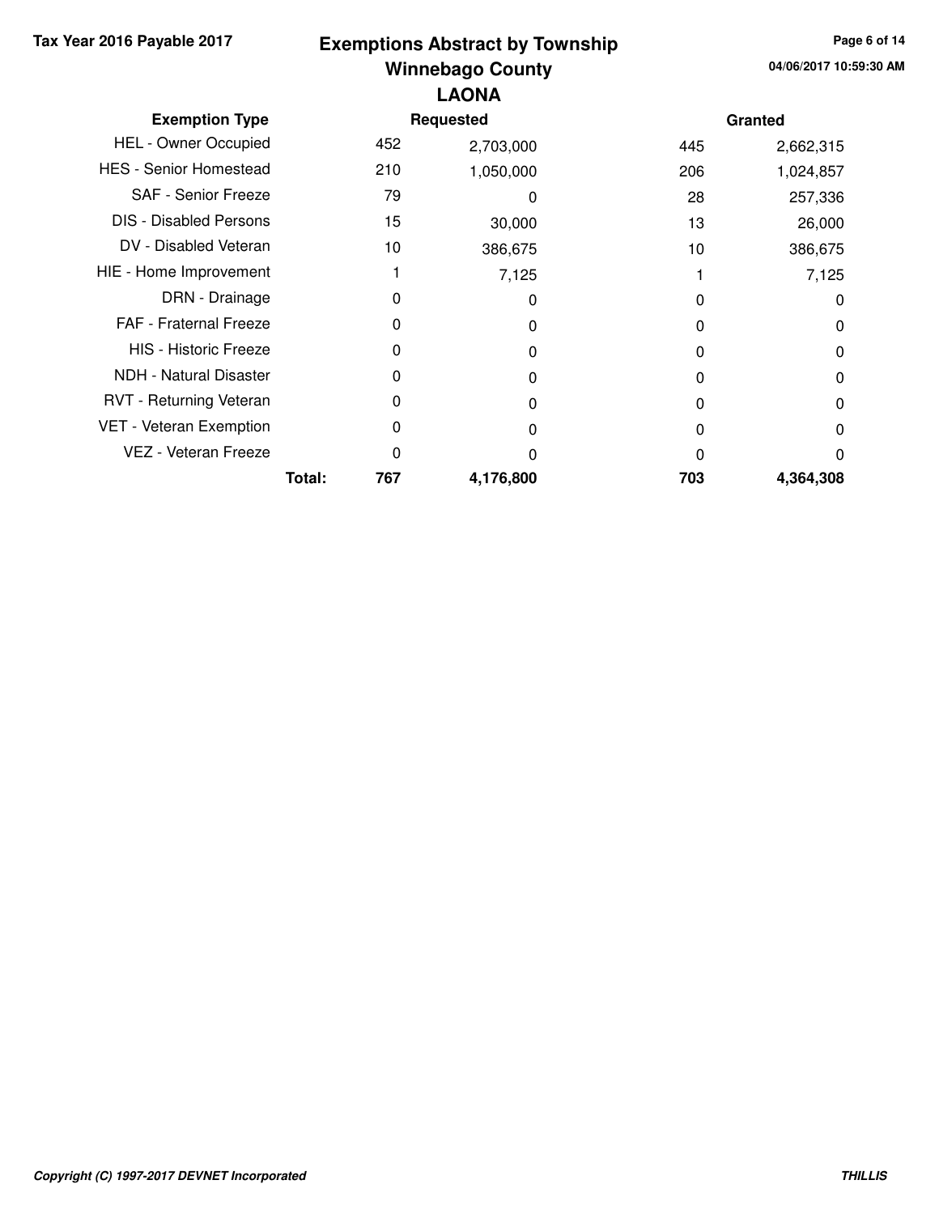# Exemptions Abstract by Township

## Winnebago County

### LAONA

Tax Year 2016 Payable 2017

04/06/2017 10:59:30 AM

| Exemption Type | | Requested | | Granted | |
|---|---|---|---|---|---|
| HEL - Owner Occupied | | 452 | 2,703,000 | 445 | 2,662,315 |
| HES - Senior Homestead | | 210 | 1,050,000 | 206 | 1,024,857 |
| SAF - Senior Freeze | | 79 | 0 | 28 | 257,336 |
| DIS - Disabled Persons | | 15 | 30,000 | 13 | 26,000 |
| DV - Disabled Veteran | | 10 | 386,675 | 10 | 386,675 |
| HIE - Home Improvement | | 1 | 7,125 | 1 | 7,125 |
| DRN - Drainage | | 0 | 0 | 0 | 0 |
| FAF - Fraternal Freeze | | 0 | 0 | 0 | 0 |
| HIS - Historic Freeze | | 0 | 0 | 0 | 0 |
| NDH - Natural Disaster | | 0 | 0 | 0 | 0 |
| RVT - Returning Veteran | | 0 | 0 | 0 | 0 |
| VET - Veteran Exemption | | 0 | 0 | 0 | 0 |
| VEZ - Veteran Freeze | | 0 | 0 | 0 | 0 |
| | **Total:** | **767** | **4,176,800** | **703** | **4,364,308** |

*Copyright (C) 1997-2017 DEVNET Incorporated*

*THILLIS*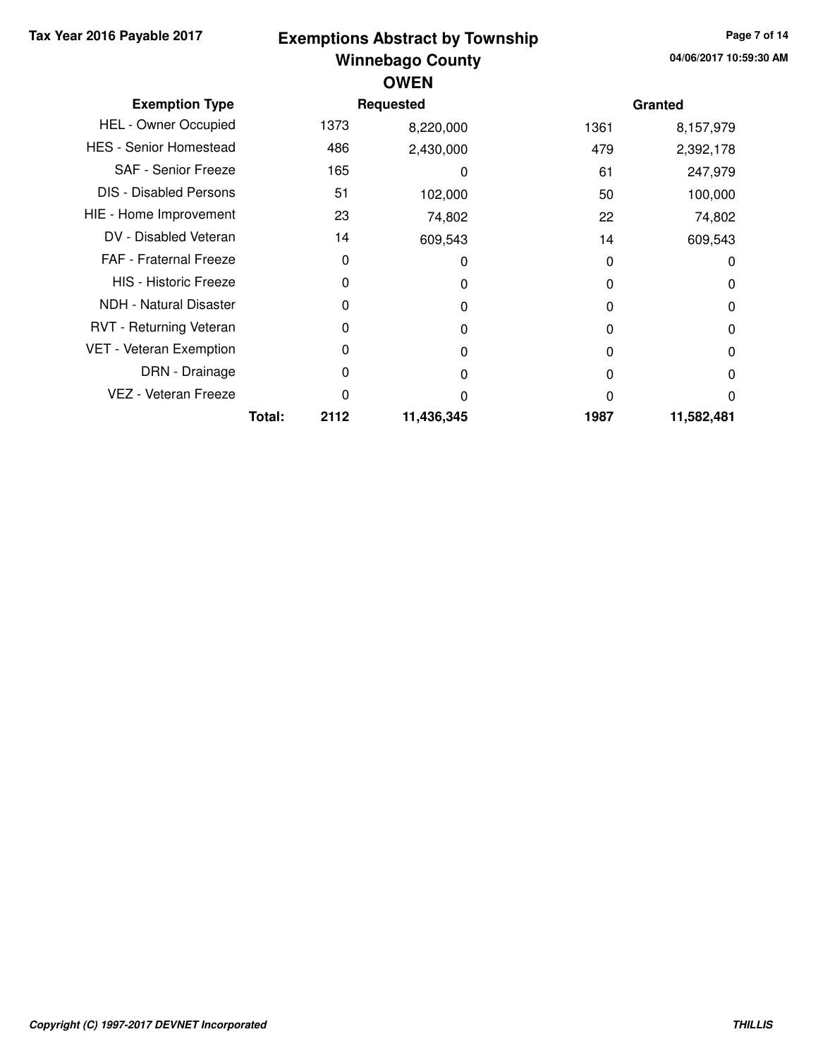**Tax Year 2016 Payable 2017**

# Exemptions Abstract by Township
## Winnebago County
## OWEN

04/06/2017 10:59:30 AM

| Exemption Type | | Requested | | Granted | |
|---|---|---|---|---|---|
| HEL - Owner Occupied | | 1373 | 8,220,000 | 1361 | 8,157,979 |
| HES - Senior Homestead | | 486 | 2,430,000 | 479 | 2,392,178 |
| SAF - Senior Freeze | | 165 | 0 | 61 | 247,979 |
| DIS - Disabled Persons | | 51 | 102,000 | 50 | 100,000 |
| HIE - Home Improvement | | 23 | 74,802 | 22 | 74,802 |
| DV - Disabled Veteran | | 14 | 609,543 | 14 | 609,543 |
| FAF - Fraternal Freeze | | 0 | 0 | 0 | 0 |
| HIS - Historic Freeze | | 0 | 0 | 0 | 0 |
| NDH - Natural Disaster | | 0 | 0 | 0 | 0 |
| RVT - Returning Veteran | | 0 | 0 | 0 | 0 |
| VET - Veteran Exemption | | 0 | 0 | 0 | 0 |
| DRN - Drainage | | 0 | 0 | 0 | 0 |
| VEZ - Veteran Freeze | | 0 | 0 | 0 | 0 |
| | **Total:** | **2112** | **11,436,345** | **1987** | **11,582,481** |

*Copyright (C) 1997-2017 DEVNET Incorporated*

**THILLIS**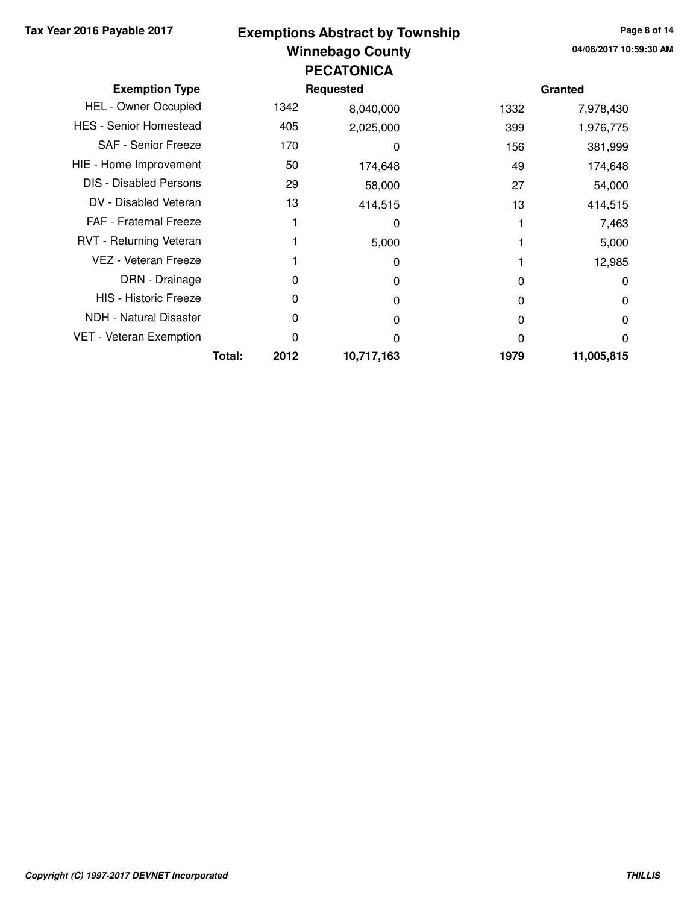# Exemptions Abstract by Township

## Winnebago County

## PECATONICA

Tax Year 2016 Payable 2017

04/06/2017 10:59:30 AM

| Exemption Type | Requested | | Granted | |
|---|---|---|---|---|
| HEL - Owner Occupied | 1342 | 8,040,000 | 1332 | 7,978,430 |
| HES - Senior Homestead | 405 | 2,025,000 | 399 | 1,976,775 |
| SAF - Senior Freeze | 170 | 0 | 156 | 381,999 |
| HIE - Home Improvement | 50 | 174,648 | 49 | 174,648 |
| DIS - Disabled Persons | 29 | 58,000 | 27 | 54,000 |
| DV - Disabled Veteran | 13 | 414,515 | 13 | 414,515 |
| FAF - Fraternal Freeze | 1 | 0 | 1 | 7,463 |
| RVT - Returning Veteran | 1 | 5,000 | 1 | 5,000 |
| VEZ - Veteran Freeze | 1 | 0 | 1 | 12,985 |
| DRN - Drainage | 0 | 0 | 0 | 0 |
| HIS - Historic Freeze | 0 | 0 | 0 | 0 |
| NDH - Natural Disaster | 0 | 0 | 0 | 0 |
| VET - Veteran Exemption | 0 | 0 | 0 | 0 |
| **Total:** | **2012** | **10,717,163** | **1979** | **11,005,815** |

*Copyright (C) 1997-2017 DEVNET Incorporated*

***THILLIS***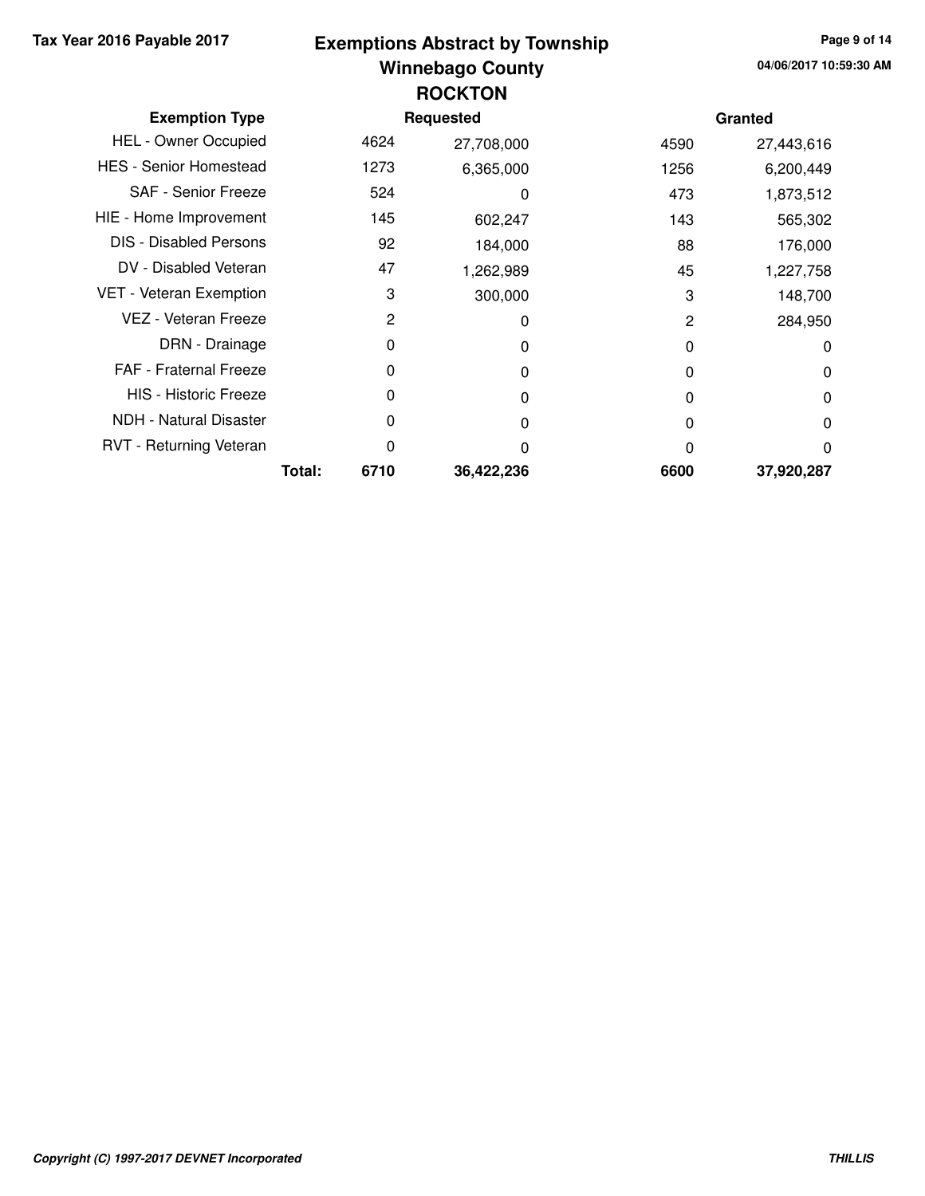# Exemptions Abstract by Township

## Winnebago County

### ROCKTON

Tax Year 2016 Payable 2017

04/06/2017 10:59:30 AM

| Exemption Type | | Requested | | Granted | |
|---|---|---|---|---|---|
| HEL - Owner Occupied | | 4624 | 27,708,000 | 4590 | 27,443,616 |
| HES - Senior Homestead | | 1273 | 6,365,000 | 1256 | 6,200,449 |
| SAF - Senior Freeze | | 524 | 0 | 473 | 1,873,512 |
| HIE - Home Improvement | | 145 | 602,247 | 143 | 565,302 |
| DIS - Disabled Persons | | 92 | 184,000 | 88 | 176,000 |
| DV - Disabled Veteran | | 47 | 1,262,989 | 45 | 1,227,758 |
| VET - Veteran Exemption | | 3 | 300,000 | 3 | 148,700 |
| VEZ - Veteran Freeze | | 2 | 0 | 2 | 284,950 |
| DRN - Drainage | | 0 | 0 | 0 | 0 |
| FAF - Fraternal Freeze | | 0 | 0 | 0 | 0 |
| HIS - Historic Freeze | | 0 | 0 | 0 | 0 |
| NDH - Natural Disaster | | 0 | 0 | 0 | 0 |
| RVT - Returning Veteran | | 0 | 0 | 0 | 0 |
| | **Total:** | **6710** | **36,422,236** | **6600** | **37,920,287** |

*Copyright (C) 1997-2017 DEVNET Incorporated*

**THILLIS**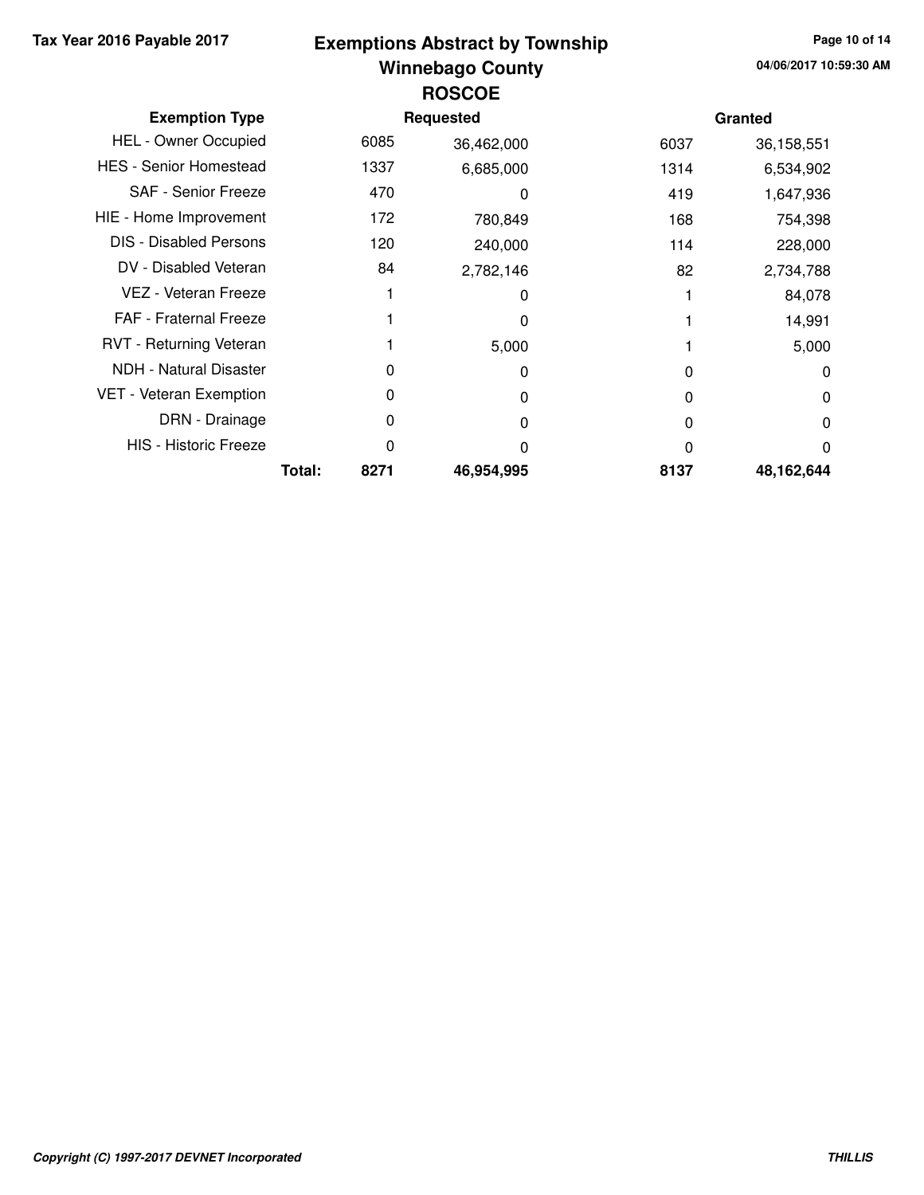Tax Year 2016 Payable 2017

# Exemptions Abstract by Township
## Winnebago County
## ROSCOE

04/06/2017 10:59:30 AM

| Exemption Type | Requested | | Granted | |
|---|---|---|---|---|
| HEL - Owner Occupied | 6085 | 36,462,000 | 6037 | 36,158,551 |
| HES - Senior Homestead | 1337 | 6,685,000 | 1314 | 6,534,902 |
| SAF - Senior Freeze | 470 | 0 | 419 | 1,647,936 |
| HIE - Home Improvement | 172 | 780,849 | 168 | 754,398 |
| DIS - Disabled Persons | 120 | 240,000 | 114 | 228,000 |
| DV - Disabled Veteran | 84 | 2,782,146 | 82 | 2,734,788 |
| VEZ - Veteran Freeze | 1 | 0 | 1 | 84,078 |
| FAF - Fraternal Freeze | 1 | 0 | 1 | 14,991 |
| RVT - Returning Veteran | 1 | 5,000 | 1 | 5,000 |
| NDH - Natural Disaster | 0 | 0 | 0 | 0 |
| VET - Veteran Exemption | 0 | 0 | 0 | 0 |
| DRN - Drainage | 0 | 0 | 0 | 0 |
| HIS - Historic Freeze | 0 | 0 | 0 | 0 |
| **Total:** | **8271** | **46,954,995** | **8137** | **48,162,644** |

*Copyright (C) 1997-2017 DEVNET Incorporated*

*THILLIS*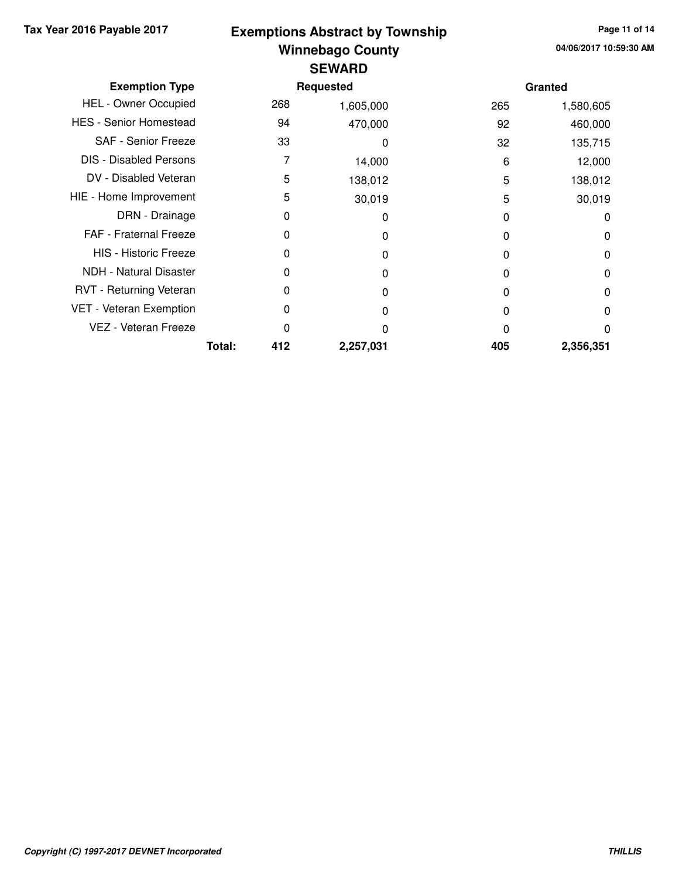**Tax Year 2016 Payable 2017**

# Exemptions Abstract by Township
## Winnebago County
## SEWARD

**04/06/2017 10:59:30 AM**

| Exemption Type | Requested | | Granted | |
|---|---|---|---|---|
| HEL - Owner Occupied | 268 | 1,605,000 | 265 | 1,580,605 |
| HES - Senior Homestead | 94 | 470,000 | 92 | 460,000 |
| SAF - Senior Freeze | 33 | 0 | 32 | 135,715 |
| DIS - Disabled Persons | 7 | 14,000 | 6 | 12,000 |
| DV - Disabled Veteran | 5 | 138,012 | 5 | 138,012 |
| HIE - Home Improvement | 5 | 30,019 | 5 | 30,019 |
| DRN - Drainage | 0 | 0 | 0 | 0 |
| FAF - Fraternal Freeze | 0 | 0 | 0 | 0 |
| HIS - Historic Freeze | 0 | 0 | 0 | 0 |
| NDH - Natural Disaster | 0 | 0 | 0 | 0 |
| RVT - Returning Veteran | 0 | 0 | 0 | 0 |
| VET - Veteran Exemption | 0 | 0 | 0 | 0 |
| VEZ - Veteran Freeze | 0 | 0 | 0 | 0 |
| **Total:** | **412** | **2,257,031** | **405** | **2,356,351** |

*Copyright (C) 1997-2017 DEVNET Incorporated*

***THILLIS***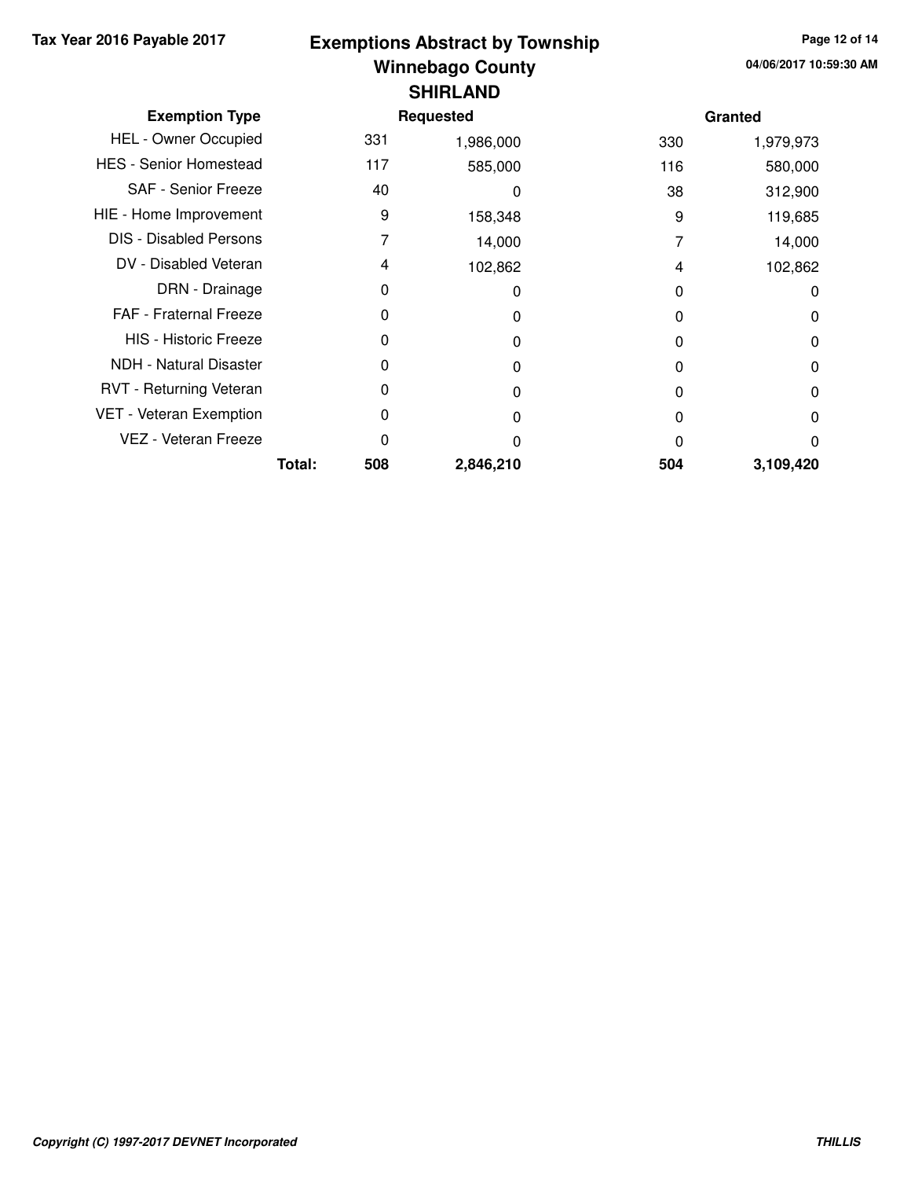# Exemptions Abstract by Township

## Winnebago County

### SHIRLAND

Tax Year 2016 Payable 2017

04/06/2017 10:59:30 AM

| Exemption Type | Requested | | Granted | |
|---|---|---|---|---|
| HEL - Owner Occupied | 331 | 1,986,000 | 330 | 1,979,973 |
| HES - Senior Homestead | 117 | 585,000 | 116 | 580,000 |
| SAF - Senior Freeze | 40 | 0 | 38 | 312,900 |
| HIE - Home Improvement | 9 | 158,348 | 9 | 119,685 |
| DIS - Disabled Persons | 7 | 14,000 | 7 | 14,000 |
| DV - Disabled Veteran | 4 | 102,862 | 4 | 102,862 |
| DRN - Drainage | 0 | 0 | 0 | 0 |
| FAF - Fraternal Freeze | 0 | 0 | 0 | 0 |
| HIS - Historic Freeze | 0 | 0 | 0 | 0 |
| NDH - Natural Disaster | 0 | 0 | 0 | 0 |
| RVT - Returning Veteran | 0 | 0 | 0 | 0 |
| VET - Veteran Exemption | 0 | 0 | 0 | 0 |
| VEZ - Veteran Freeze | 0 | 0 | 0 | 0 |
| **Total:** | **508** | **2,846,210** | **504** | **3,109,420** |

*Copyright (C) 1997-2017 DEVNET Incorporated*

**THILLIS**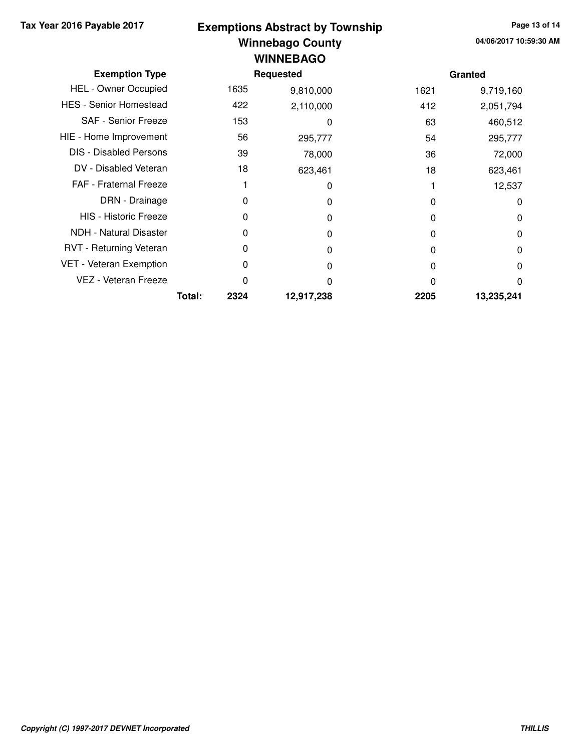Tax Year 2016 Payable 2017

# Exemptions Abstract by Township
## Winnebago County
## WINNEBAGO

04/06/2017 10:59:30 AM

| Exemption Type | | Requested | | Granted | |
|---|---|---|---|---|---|
| HEL - Owner Occupied | | 1635 | 9,810,000 | 1621 | 9,719,160 |
| HES - Senior Homestead | | 422 | 2,110,000 | 412 | 2,051,794 |
| SAF - Senior Freeze | | 153 | 0 | 63 | 460,512 |
| HIE - Home Improvement | | 56 | 295,777 | 54 | 295,777 |
| DIS - Disabled Persons | | 39 | 78,000 | 36 | 72,000 |
| DV - Disabled Veteran | | 18 | 623,461 | 18 | 623,461 |
| FAF - Fraternal Freeze | | 1 | 0 | 1 | 12,537 |
| DRN - Drainage | | 0 | 0 | 0 | 0 |
| HIS - Historic Freeze | | 0 | 0 | 0 | 0 |
| NDH - Natural Disaster | | 0 | 0 | 0 | 0 |
| RVT - Returning Veteran | | 0 | 0 | 0 | 0 |
| VET - Veteran Exemption | | 0 | 0 | 0 | 0 |
| VEZ - Veteran Freeze | | 0 | 0 | 0 | 0 |
| | **Total:** | **2324** | **12,917,238** | **2205** | **13,235,241** |

*Copyright (C) 1997-2017 DEVNET Incorporated*

***THILLIS***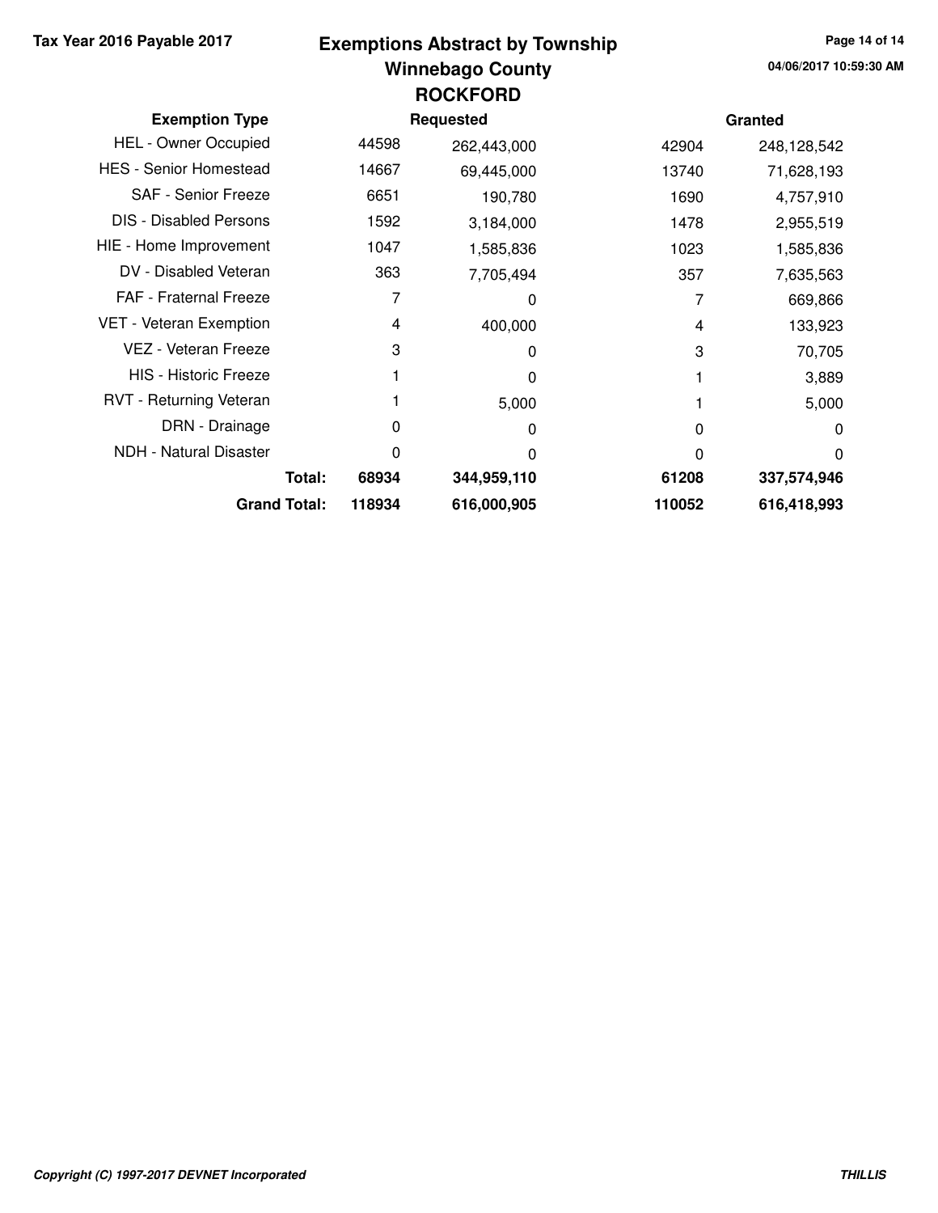# Exemptions Abstract by Township
## Winnebago County
### ROCKFORD

Tax Year 2016 Payable 2017

04/06/2017 10:59:30 AM

| Exemption Type | Requested | | Granted | |
|---|---|---|---|---|
| HEL - Owner Occupied | 44598 | 262,443,000 | 42904 | 248,128,542 |
| HES - Senior Homestead | 14667 | 69,445,000 | 13740 | 71,628,193 |
| SAF - Senior Freeze | 6651 | 190,780 | 1690 | 4,757,910 |
| DIS - Disabled Persons | 1592 | 3,184,000 | 1478 | 2,955,519 |
| HIE - Home Improvement | 1047 | 1,585,836 | 1023 | 1,585,836 |
| DV - Disabled Veteran | 363 | 7,705,494 | 357 | 7,635,563 |
| FAF - Fraternal Freeze | 7 | 0 | 7 | 669,866 |
| VET - Veteran Exemption | 4 | 400,000 | 4 | 133,923 |
| VEZ - Veteran Freeze | 3 | 0 | 3 | 70,705 |
| HIS - Historic Freeze | 1 | 0 | 1 | 3,889 |
| RVT - Returning Veteran | 1 | 5,000 | 1 | 5,000 |
| DRN - Drainage | 0 | 0 | 0 | 0 |
| NDH - Natural Disaster | 0 | 0 | 0 | 0 |
| **Total:** | **68934** | **344,959,110** | **61208** | **337,574,946** |
| **Grand Total:** | **118934** | **616,000,905** | **110052** | **616,418,993** |

*Copyright (C) 1997-2017 DEVNET Incorporated*

THILLIS